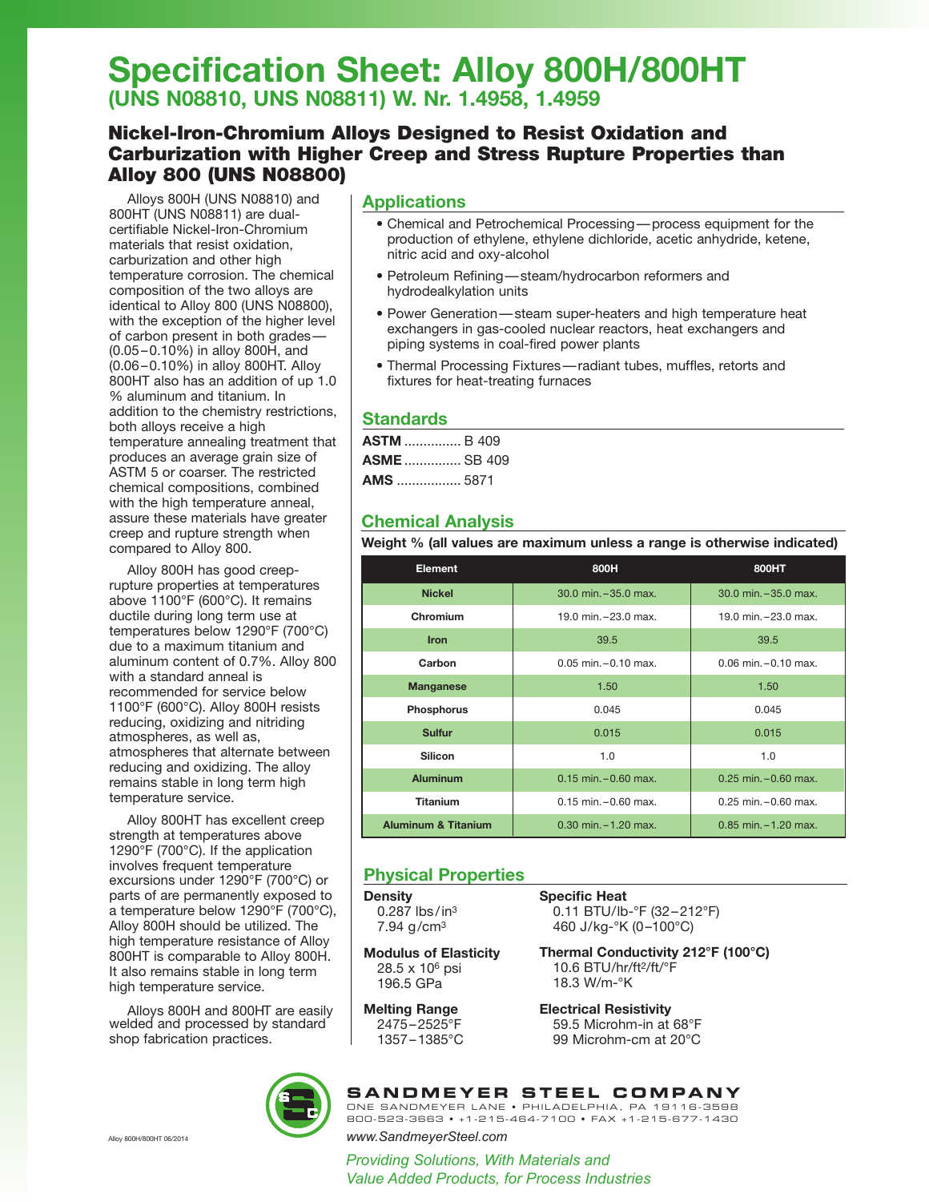# Specification Sheet: Alloy 800H/800HT

## (UNS N08810, UNS N08811) W. Nr. 1.4958, 1.4959

### Nickel-Iron-Chromium Alloys Designed to Resist Oxidation and Carburization with Higher Creep and Stress Rupture Properties than Alloy 800 (UNS N08800)

Alloys 800H (UNS N08810) and 800HT (UNS N08811) are dual-certifiable Nickel-Iron-Chromium materials that resist oxidation, carburization and other high temperature corrosion. The chemical composition of the two alloys are identical to Alloy 800 (UNS N08800), with the exception of the higher level of carbon present in both grades—(0.05–0.10%) in alloy 800H, and (0.06–0.10%) in alloy 800HT. Alloy 800HT also has an addition of up 1.0 % aluminum and titanium. In addition to the chemistry restrictions, both alloys receive a high temperature annealing treatment that produces an average grain size of ASTM 5 or coarser. The restricted chemical compositions, combined with the high temperature anneal, assure these materials have greater creep and rupture strength when compared to Alloy 800.

Alloy 800H has good creep-rupture properties at temperatures above 1100°F (600°C). It remains ductile during long term use at temperatures below 1290°F (700°C) due to a maximum titanium and aluminum content of 0.7%. Alloy 800 with a standard anneal is recommended for service below 1100°F (600°C). Alloy 800H resists reducing, oxidizing and nitriding atmospheres, as well as, atmospheres that alternate between reducing and oxidizing. The alloy remains stable in long term high temperature service.

Alloy 800HT has excellent creep strength at temperatures above 1290°F (700°C). If the application involves frequent temperature excursions under 1290°F (700°C) or parts of are permanently exposed to a temperature below 1290°F (700°C), Alloy 800H should be utilized. The high temperature resistance of Alloy 800HT is comparable to Alloy 800H. It also remains stable in long term high temperature service.

Alloys 800H and 800HT are easily welded and processed by standard shop fabrication practices.

## Applications

- Chemical and Petrochemical Processing—process equipment for the production of ethylene, ethylene dichloride, acetic anhydride, ketene, nitric acid and oxy-alcohol
- Petroleum Refining—steam/hydrocarbon reformers and hydrodealkylation units
- Power Generation—steam super-heaters and high temperature heat exchangers in gas-cooled nuclear reactors, heat exchangers and piping systems in coal-fired power plants
- Thermal Processing Fixtures—radiant tubes, muffles, retorts and fixtures for heat-treating furnaces

## Standards

**ASTM** ............... B 409
**ASME** ............... SB 409
**AMS** ................. 5871

## Chemical Analysis

**Weight % (all values are maximum unless a range is otherwise indicated)**

| Element | 800H | 800HT |
|---|---|---|
| Nickel | 30.0 min.–35.0 max. | 30.0 min.–35.0 max. |
| Chromium | 19.0 min.–23.0 max. | 19.0 min.–23.0 max. |
| Iron | 39.5 | 39.5 |
| Carbon | 0.05 min.–0.10 max. | 0.06 min.–0.10 max. |
| Manganese | 1.50 | 1.50 |
| Phosphorus | 0.045 | 0.045 |
| Sulfur | 0.015 | 0.015 |
| Silicon | 1.0 | 1.0 |
| Aluminum | 0.15 min.–0.60 max. | 0.25 min.–0.60 max. |
| Titanium | 0.15 min.–0.60 max. | 0.25 min.–0.60 max. |
| Aluminum & Titanium | 0.30 min.–1.20 max. | 0.85 min.–1.20 max. |

## Physical Properties

**Density**
0.287 lbs/in$^3$
7.94 g/cm$^3$

**Modulus of Elasticity**
28.5 x 10$^6$ psi
196.5 GPa

**Melting Range**
2475–2525°F
1357–1385°C

**Specific Heat**
0.11 BTU/lb-°F (32–212°F)
460 J/kg-°K (0–100°C)

**Thermal Conductivity 212°F (100°C)**
10.6 BTU/hr/ft$^2$/ft/°F
18.3 W/m-°K

**Electrical Resistivity**
59.5 Microhm-in at 68°F
99 Microhm-cm at 20°C

**SANDMEYER STEEL COMPANY**
ONE SANDMEYER LANE • PHILADELPHIA, PA 19116-3598
800-523-3663 • +1-215-464-7100 • FAX +1-215-677-1430
www.SandmeyerSteel.com

*Providing Solutions, With Materials and Value Added Products, for Process Industries*

Alloy 800H/800HT 06/2014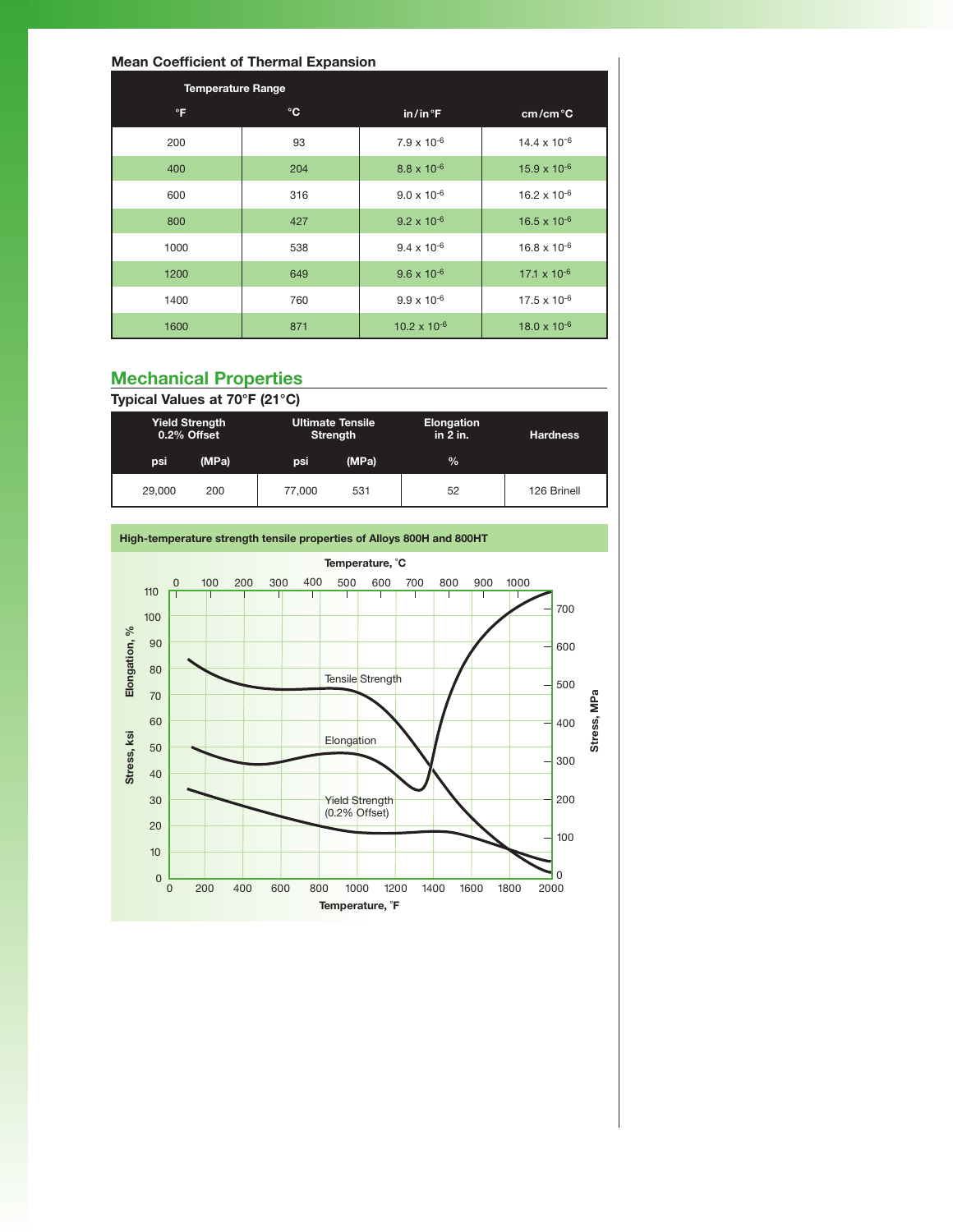### Mean Coefficient of Thermal Expansion

| Temperature Range | | | |
|---|---|---|---|
| °F | °C | in/in°F | cm/cm°C |
| 200 | 93 | $7.9 \times 10^{-6}$ | $14.4 \times 10^{-6}$ |
| 400 | 204 | $8.8 \times 10^{-6}$ | $15.9 \times 10^{-6}$ |
| 600 | 316 | $9.0 \times 10^{-6}$ | $16.2 \times 10^{-6}$ |
| 800 | 427 | $9.2 \times 10^{-6}$ | $16.5 \times 10^{-6}$ |
| 1000 | 538 | $9.4 \times 10^{-6}$ | $16.8 \times 10^{-6}$ |
| 1200 | 649 | $9.6 \times 10^{-6}$ | $17.1 \times 10^{-6}$ |
| 1400 | 760 | $9.9 \times 10^{-6}$ | $17.5 \times 10^{-6}$ |
| 1600 | 871 | $10.2 \times 10^{-6}$ | $18.0 \times 10^{-6}$ |

## Mechanical Properties

### Typical Values at 70°F (21°C)

| Yield Strength 0.2% Offset | | Ultimate Tensile Strength | | Elongation in 2 in. | Hardness |
|---|---|---|---|---|---|
| psi | (MPa) | psi | (MPa) | % | |
| 29,000 | 200 | 77,000 | 531 | 52 | 126 Brinell |

**High-temperature strength tensile properties of Alloys 800H and 800HT**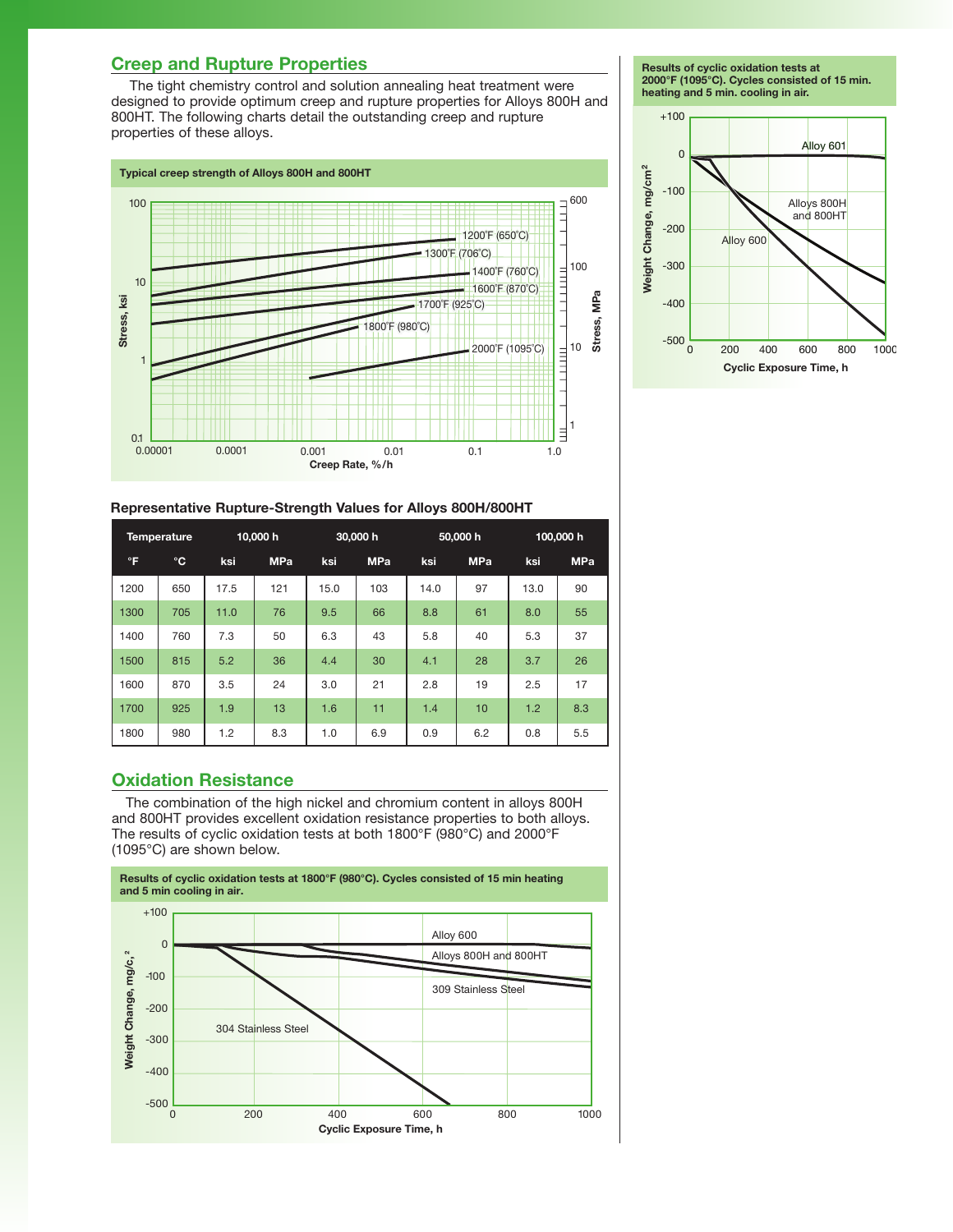## Creep and Rupture Properties

The tight chemistry control and solution annealing heat treatment were designed to provide optimum creep and rupture properties for Alloys 800H and 800HT. The following charts detail the outstanding creep and rupture properties of these alloys.

**Typical creep strength of Alloys 800H and 800HT**

**Representative Rupture-Strength Values for Alloys 800H/800HT**

| Temperature | | 10,000 h | | 30,000 h | | 50,000 h | | 100,000 h | |
|---|---|---|---|---|---|---|---|---|---|
| °F | °C | ksi | MPa | ksi | MPa | ksi | MPa | ksi | MPa |
| 1200 | 650 | 17.5 | 121 | 15.0 | 103 | 14.0 | 97 | 13.0 | 90 |
| 1300 | 705 | 11.0 | 76 | 9.5 | 66 | 8.8 | 61 | 8.0 | 55 |
| 1400 | 760 | 7.3 | 50 | 6.3 | 43 | 5.8 | 40 | 5.3 | 37 |
| 1500 | 815 | 5.2 | 36 | 4.4 | 30 | 4.1 | 28 | 3.7 | 26 |
| 1600 | 870 | 3.5 | 24 | 3.0 | 21 | 2.8 | 19 | 2.5 | 17 |
| 1700 | 925 | 1.9 | 13 | 1.6 | 11 | 1.4 | 10 | 1.2 | 8.3 |
| 1800 | 980 | 1.2 | 8.3 | 1.0 | 6.9 | 0.9 | 6.2 | 0.8 | 5.5 |

## Oxidation Resistance

The combination of the high nickel and chromium content in alloys 800H and 800HT provides excellent oxidation resistance properties to both alloys. The results of cyclic oxidation tests at both 1800°F (980°C) and 2000°F (1095°C) are shown below.

**Results of cyclic oxidation tests at 1800°F (980°C). Cycles consisted of 15 min heating and 5 min cooling in air.**

**Results of cyclic oxidation tests at 2000°F (1095°C). Cycles consisted of 15 min. heating and 5 min. cooling in air.**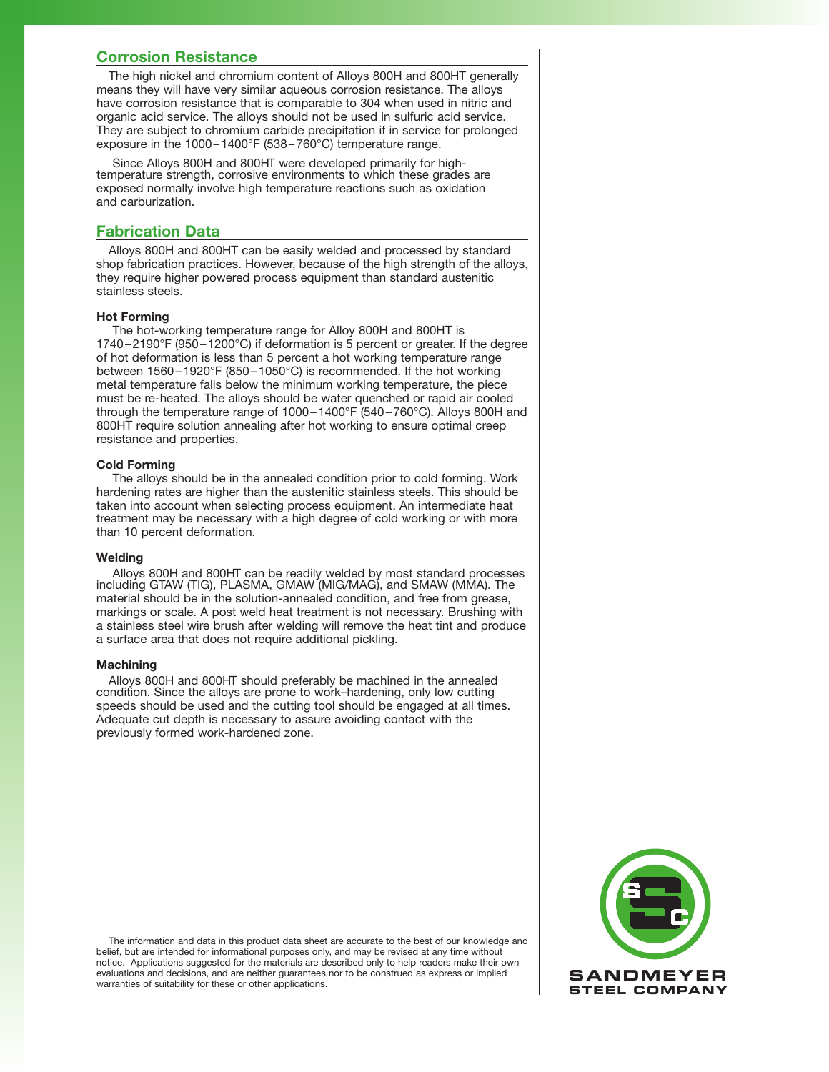## Corrosion Resistance

The high nickel and chromium content of Alloys 800H and 800HT generally means they will have very similar aqueous corrosion resistance. The alloys have corrosion resistance that is comparable to 304 when used in nitric and organic acid service. The alloys should not be used in sulfuric acid service. They are subject to chromium carbide precipitation if in service for prolonged exposure in the 1000–1400°F (538–760°C) temperature range.

Since Alloys 800H and 800HT were developed primarily for high-temperature strength, corrosive environments to which these grades are exposed normally involve high temperature reactions such as oxidation and carburization.

## Fabrication Data

Alloys 800H and 800HT can be easily welded and processed by standard shop fabrication practices. However, because of the high strength of the alloys, they require higher powered process equipment than standard austenitic stainless steels.

### Hot Forming

The hot-working temperature range for Alloy 800H and 800HT is 1740–2190°F (950–1200°C) if deformation is 5 percent or greater. If the degree of hot deformation is less than 5 percent a hot working temperature range between 1560–1920°F (850–1050°C) is recommended. If the hot working metal temperature falls below the minimum working temperature, the piece must be re-heated. The alloys should be water quenched or rapid air cooled through the temperature range of 1000–1400°F (540–760°C). Alloys 800H and 800HT require solution annealing after hot working to ensure optimal creep resistance and properties.

### Cold Forming

The alloys should be in the annealed condition prior to cold forming. Work hardening rates are higher than the austenitic stainless steels. This should be taken into account when selecting process equipment. An intermediate heat treatment may be necessary with a high degree of cold working or with more than 10 percent deformation.

### Welding

Alloys 800H and 800HT can be readily welded by most standard processes including GTAW (TIG), PLASMA, GMAW (MIG/MAG), and SMAW (MMA). The material should be in the solution-annealed condition, and free from grease, markings or scale. A post weld heat treatment is not necessary. Brushing with a stainless steel wire brush after welding will remove the heat tint and produce a surface area that does not require additional pickling.

### Machining

Alloys 800H and 800HT should preferably be machined in the annealed condition. Since the alloys are prone to work–hardening, only low cutting speeds should be used and the cutting tool should be engaged at all times. Adequate cut depth is necessary to assure avoiding contact with the previously formed work-hardened zone.

The information and data in this product data sheet are accurate to the best of our knowledge and belief, but are intended for informational purposes only, and may be revised at any time without notice. Applications suggested for the materials are described only to help readers make their own evaluations and decisions, and are neither guarantees nor to be construed as express or implied warranties of suitability for these or other applications.

SANDMEYER STEEL COMPANY